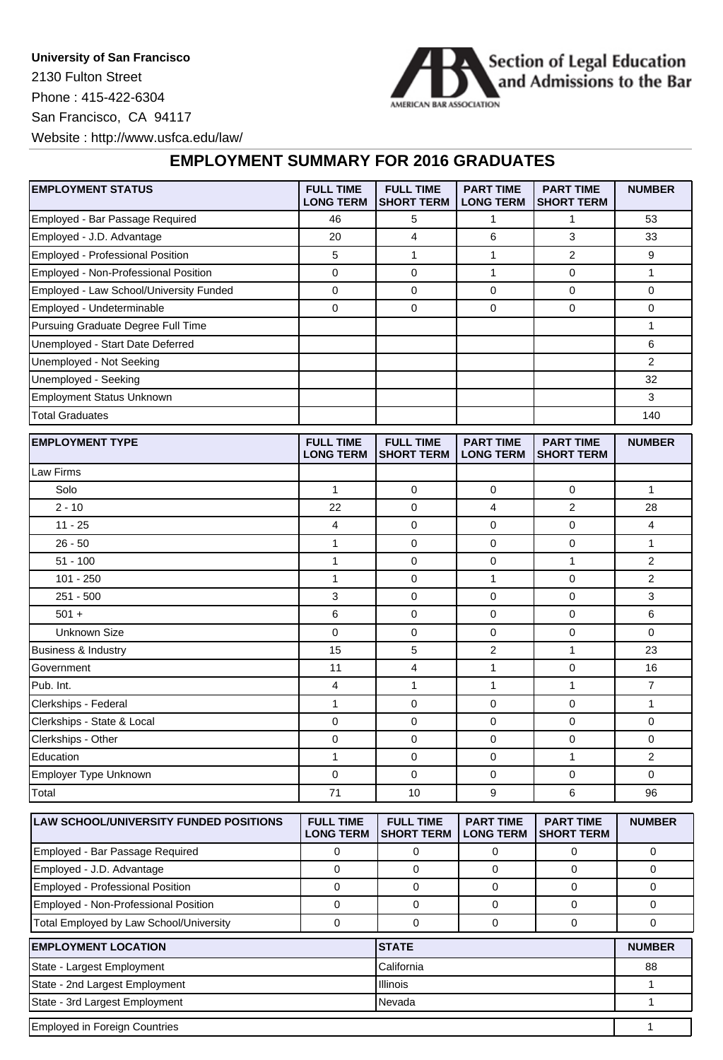**University of San Francisco**

2130 Fulton Street

Phone : 415-422-6304

San Francisco, CA 94117

Website : http://www.usfca.edu/law/

Section of Legal Education and Admissions to the Bar

AMERICAN BAR ASSOCIATION

## EMPLOYMENT SUMMARY FOR 2016 GRADUATES

| EMPLOYMENT STATUS | FULL TIME LONG TERM | FULL TIME SHORT TERM | PART TIME LONG TERM | PART TIME SHORT TERM | NUMBER |
|---|---|---|---|---|---|
| Employed - Bar Passage Required | 46 | 5 | 1 | 1 | 53 |
| Employed - J.D. Advantage | 20 | 4 | 6 | 3 | 33 |
| Employed - Professional Position | 5 | 1 | 1 | 2 | 9 |
| Employed - Non-Professional Position | 0 | 0 | 1 | 0 | 1 |
| Employed - Law School/University Funded | 0 | 0 | 0 | 0 | 0 |
| Employed - Undeterminable | 0 | 0 | 0 | 0 | 0 |
| Pursuing Graduate Degree Full Time | | | | | 1 |
| Unemployed - Start Date Deferred | | | | | 6 |
| Unemployed - Not Seeking | | | | | 2 |
| Unemployed - Seeking | | | | | 32 |
| Employment Status Unknown | | | | | 3 |
| Total Graduates | | | | | 140 |

| EMPLOYMENT TYPE | FULL TIME LONG TERM | FULL TIME SHORT TERM | PART TIME LONG TERM | PART TIME SHORT TERM | NUMBER |
|---|---|---|---|---|---|
| Law Firms | | | | | |
| Solo | 1 | 0 | 0 | 0 | 1 |
| 2 - 10 | 22 | 0 | 4 | 2 | 28 |
| 11 - 25 | 4 | 0 | 0 | 0 | 4 |
| 26 - 50 | 1 | 0 | 0 | 0 | 1 |
| 51 - 100 | 1 | 0 | 0 | 1 | 2 |
| 101 - 250 | 1 | 0 | 1 | 0 | 2 |
| 251 - 500 | 3 | 0 | 0 | 0 | 3 |
| 501 + | 6 | 0 | 0 | 0 | 6 |
| Unknown Size | 0 | 0 | 0 | 0 | 0 |
| Business & Industry | 15 | 5 | 2 | 1 | 23 |
| Government | 11 | 4 | 1 | 0 | 16 |
| Pub. Int. | 4 | 1 | 1 | 1 | 7 |
| Clerkships - Federal | 1 | 0 | 0 | 0 | 1 |
| Clerkships - State & Local | 0 | 0 | 0 | 0 | 0 |
| Clerkships - Other | 0 | 0 | 0 | 0 | 0 |
| Education | 1 | 0 | 0 | 1 | 2 |
| Employer Type Unknown | 0 | 0 | 0 | 0 | 0 |
| Total | 71 | 10 | 9 | 6 | 96 |

| LAW SCHOOL/UNIVERSITY FUNDED POSITIONS | FULL TIME LONG TERM | FULL TIME SHORT TERM | PART TIME LONG TERM | PART TIME SHORT TERM | NUMBER |
|---|---|---|---|---|---|
| Employed - Bar Passage Required | 0 | 0 | 0 | 0 | 0 |
| Employed - J.D. Advantage | 0 | 0 | 0 | 0 | 0 |
| Employed - Professional Position | 0 | 0 | 0 | 0 | 0 |
| Employed - Non-Professional Position | 0 | 0 | 0 | 0 | 0 |
| Total Employed by Law School/University | 0 | 0 | 0 | 0 | 0 |

| EMPLOYMENT LOCATION | STATE | NUMBER |
|---|---|---|
| State - Largest Employment | California | 88 |
| State - 2nd Largest Employment | Illinois | 1 |
| State - 3rd Largest Employment | Nevada | 1 |
| Employed in Foreign Countries | | 1 |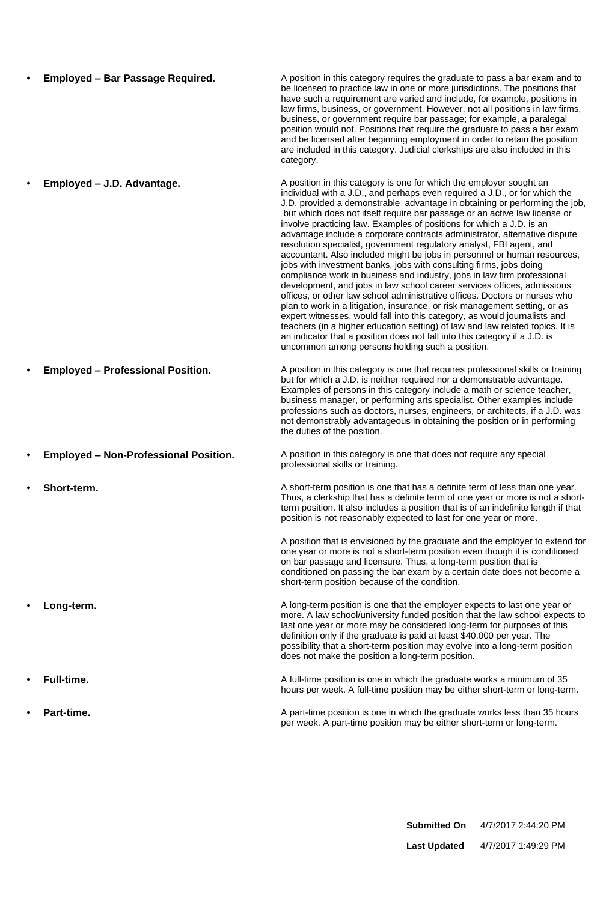- **Employed – Bar Passage Required.** A position in this category requires the graduate to pass a bar exam and to be licensed to practice law in one or more jurisdictions. The positions that have such a requirement are varied and include, for example, positions in law firms, business, or government. However, not all positions in law firms, business, or government require bar passage; for example, a paralegal position would not. Positions that require the graduate to pass a bar exam and be licensed after beginning employment in order to retain the position are included in this category. Judicial clerkships are also included in this category.

- **Employed – J.D. Advantage.** A position in this category is one for which the employer sought an individual with a J.D., and perhaps even required a J.D., or for which the J.D. provided a demonstrable advantage in obtaining or performing the job, but which does not itself require bar passage or an active law license or involve practicing law. Examples of positions for which a J.D. is an advantage include a corporate contracts administrator, alternative dispute resolution specialist, government regulatory analyst, FBI agent, and accountant. Also included might be jobs in personnel or human resources, jobs with investment banks, jobs with consulting firms, jobs doing compliance work in business and industry, jobs in law firm professional development, and jobs in law school career services offices, admissions offices, or other law school administrative offices. Doctors or nurses who plan to work in a litigation, insurance, or risk management setting, or as expert witnesses, would fall into this category, as would journalists and teachers (in a higher education setting) of law and law related topics. It is an indicator that a position does not fall into this category if a J.D. is uncommon among persons holding such a position.

- **Employed – Professional Position.** A position in this category is one that requires professional skills or training but for which a J.D. is neither required nor a demonstrable advantage. Examples of persons in this category include a math or science teacher, business manager, or performing arts specialist. Other examples include professions such as doctors, nurses, engineers, or architects, if a J.D. was not demonstrably advantageous in obtaining the position or in performing the duties of the position.

- **Employed – Non-Professional Position.** A position in this category is one that does not require any special professional skills or training.

- **Short-term.** A short-term position is one that has a definite term of less than one year. Thus, a clerkship that has a definite term of one year or more is not a short-term position. It also includes a position that is of an indefinite length if that position is not reasonably expected to last for one year or more.

  A position that is envisioned by the graduate and the employer to extend for one year or more is not a short-term position even though it is conditioned on bar passage and licensure. Thus, a long-term position that is conditioned on passing the bar exam by a certain date does not become a short-term position because of the condition.

- **Long-term.** A long-term position is one that the employer expects to last one year or more. A law school/university funded position that the law school expects to last one year or more may be considered long-term for purposes of this definition only if the graduate is paid at least $40,000 per year. The possibility that a short-term position may evolve into a long-term position does not make the position a long-term position.

- **Full-time.** A full-time position is one in which the graduate works a minimum of 35 hours per week. A full-time position may be either short-term or long-term.

- **Part-time.** A part-time position is one in which the graduate works less than 35 hours per week. A part-time position may be either short-term or long-term.

**Submitted On** 4/7/2017 2:44:20 PM

**Last Updated** 4/7/2017 1:49:29 PM